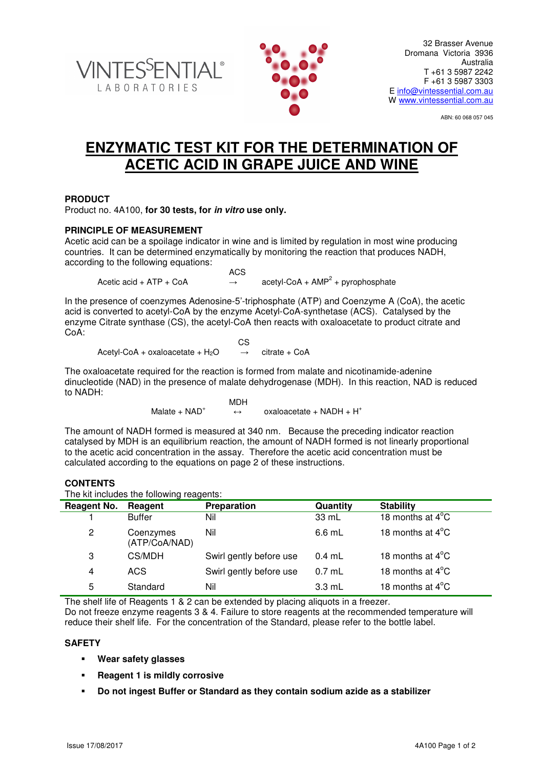VINTESSENTIAL®
LABORATORIES

32 Brasser Avenue
Dromana Victoria 3936
Australia
T +61 3 5987 2242
F +61 3 5987 3303
E info@vintessential.com.au
W www.vintessential.com.au

ABN: 60 068 057 045

# ENZYMATIC TEST KIT FOR THE DETERMINATION OF ACETIC ACID IN GRAPE JUICE AND WINE

## PRODUCT

Product no. 4A100, **for 30 tests, for *in vitro* use only.**

## PRINCIPLE OF MEASUREMENT

Acetic acid can be a spoilage indicator in wine and is limited by regulation in most wine producing countries. It can be determined enzymatically by monitoring the reaction that produces NADH, according to the following equations:

$$\text{Acetic acid} + \text{ATP} + \text{CoA} \xrightarrow{\text{ACS}} \text{acetyl-CoA} + \text{AMP}^{2} + \text{pyrophosphate}$$

In the presence of coenzymes Adenosine-5'-triphosphate (ATP) and Coenzyme A (CoA), the acetic acid is converted to acetyl-CoA by the enzyme Acetyl-CoA-synthetase (ACS). Catalysed by the enzyme Citrate synthase (CS), the acetyl-CoA then reacts with oxaloacetate to product citrate and CoA:

$$\text{Acetyl-CoA} + \text{oxaloacetate} + H_2O \xrightarrow{\text{CS}} \text{citrate} + \text{CoA}$$

The oxaloacetate required for the reaction is formed from malate and nicotinamide-adenine dinucleotide (NAD) in the presence of malate dehydrogenase (MDH). In this reaction, NAD is reduced to NADH:

$$\text{Malate} + \text{NAD}^{+} \overset{\text{MDH}}{\leftrightarrow} \text{oxaloacetate} + \text{NADH} + H^{+}$$

The amount of NADH formed is measured at 340 nm. Because the preceding indicator reaction catalysed by MDH is an equilibrium reaction, the amount of NADH formed is not linearly proportional to the acetic acid concentration in the assay. Therefore the acetic acid concentration must be calculated according to the equations on page 2 of these instructions.

## CONTENTS

The kit includes the following reagents:

| Reagent No. | Reagent | Preparation | Quantity | Stability |
|---|---|---|---|---|
| 1 | Buffer | Nil | 33 mL | 18 months at 4°C |
| 2 | Coenzymes (ATP/CoA/NAD) | Nil | 6.6 mL | 18 months at 4°C |
| 3 | CS/MDH | Swirl gently before use | 0.4 mL | 18 months at 4°C |
| 4 | ACS | Swirl gently before use | 0.7 mL | 18 months at 4°C |
| 5 | Standard | Nil | 3.3 mL | 18 months at 4°C |

The shelf life of Reagents 1 & 2 can be extended by placing aliquots in a freezer.
Do not freeze enzyme reagents 3 & 4. Failure to store reagents at the recommended temperature will reduce their shelf life. For the concentration of the Standard, please refer to the bottle label.

## SAFETY

- **Wear safety glasses**
- **Reagent 1 is mildly corrosive**
- **Do not ingest Buffer or Standard as they contain sodium azide as a stabilizer**

Issue 17/08/2017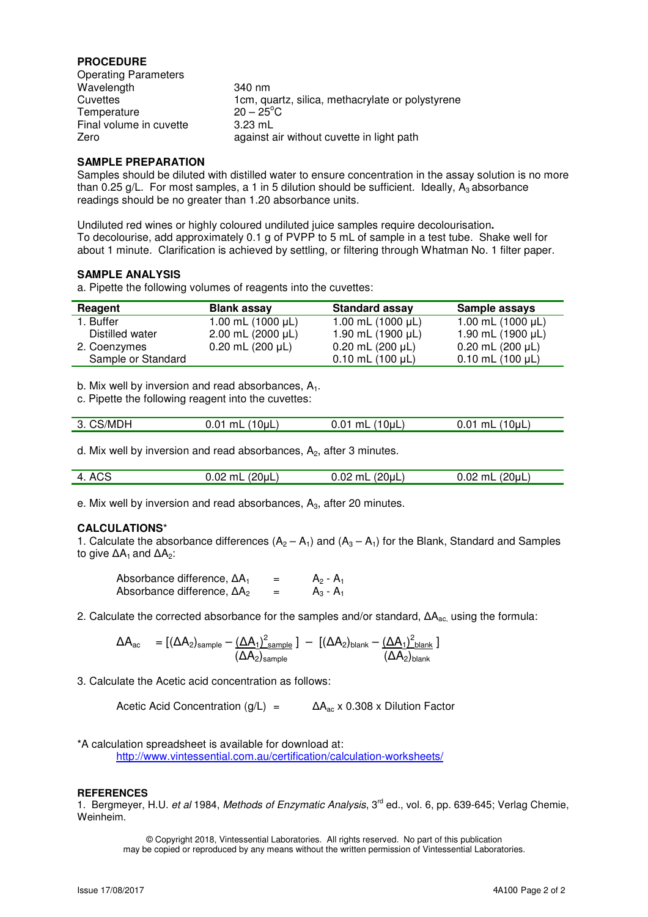## PROCEDURE

Operating Parameters

| | |
|---|---|
| Wavelength | 340 nm |
| Cuvettes | 1cm, quartz, silica, methacrylate or polystyrene |
| Temperature | 20 – 25°C |
| Final volume in cuvette | 3.23 mL |
| Zero | against air without cuvette in light path |

## SAMPLE PREPARATION

Samples should be diluted with distilled water to ensure concentration in the assay solution is no more than 0.25 g/L. For most samples, a 1 in 5 dilution should be sufficient. Ideally, $A_3$ absorbance readings should be no greater than 1.20 absorbance units.

Undiluted red wines or highly coloured undiluted juice samples require decolourisation**.**
To decolourise, add approximately 0.1 g of PVPP to 5 mL of sample in a test tube. Shake well for about 1 minute. Clarification is achieved by settling, or filtering through Whatman No. 1 filter paper.

## SAMPLE ANALYSIS

a. Pipette the following volumes of reagents into the cuvettes:

| Reagent | Blank assay | Standard assay | Sample assays |
|---|---|---|---|
| 1. Buffer | 1.00 mL (1000 µL) | 1.00 mL (1000 µL) | 1.00 mL (1000 µL) |
| Distilled water | 2.00 mL (2000 µL) | 1.90 mL (1900 µL) | 1.90 mL (1900 µL) |
| 2. Coenzymes | 0.20 mL (200 µL) | 0.20 mL (200 µL) | 0.20 mL (200 µL) |
| Sample or Standard | | 0.10 mL (100 µL) | 0.10 mL (100 µL) |

b. Mix well by inversion and read absorbances, $A_1$.

c. Pipette the following reagent into the cuvettes:

| | | | |
|---|---|---|---|
| 3. CS/MDH | 0.01 mL (10µL) | 0.01 mL (10µL) | 0.01 mL (10µL) |

d. Mix well by inversion and read absorbances, $A_2$, after 3 minutes.

| | | | |
|---|---|---|---|
| 4. ACS | 0.02 mL (20µL) | 0.02 mL (20µL) | 0.02 mL (20µL) |

e. Mix well by inversion and read absorbances, $A_3$, after 20 minutes.

## CALCULATIONS*

1. Calculate the absorbance differences $(A_2 - A_1)$ and $(A_3 - A_1)$ for the Blank, Standard and Samples to give $\Delta A_1$ and $\Delta A_2$:

$$\text{Absorbance difference, } \Delta A_1 = A_2 - A_1$$

$$\text{Absorbance difference, } \Delta A_2 = A_3 - A_1$$

2. Calculate the corrected absorbance for the samples and/or standard, $\Delta A_{ac,}$ using the formula:

$$\Delta A_{ac} = \left[(\Delta A_2)_{sample} - \frac{(\Delta A_1)^2_{sample}}{(\Delta A_2)_{sample}}\right] - \left[(\Delta A_2)_{blank} - \frac{(\Delta A_1)^2_{blank}}{(\Delta A_2)_{blank}}\right]$$

3. Calculate the Acetic acid concentration as follows:

$$\text{Acetic Acid Concentration (g/L)} = \Delta A_{ac} \times 0.308 \times \text{Dilution Factor}$$

*A calculation spreadsheet is available for download at:
http://www.vintessential.com.au/certification/calculation-worksheets/

## REFERENCES

1. Bergmeyer, H.U. *et al* 1984, *Methods of Enzymatic Analysis*, 3rd ed., vol. 6, pp. 639-645; Verlag Chemie, Weinheim.

© Copyright 2018, Vintessential Laboratories. All rights reserved. No part of this publication may be copied or reproduced by any means without the written permission of Vintessential Laboratories.

Issue 17/08/2017 4A100